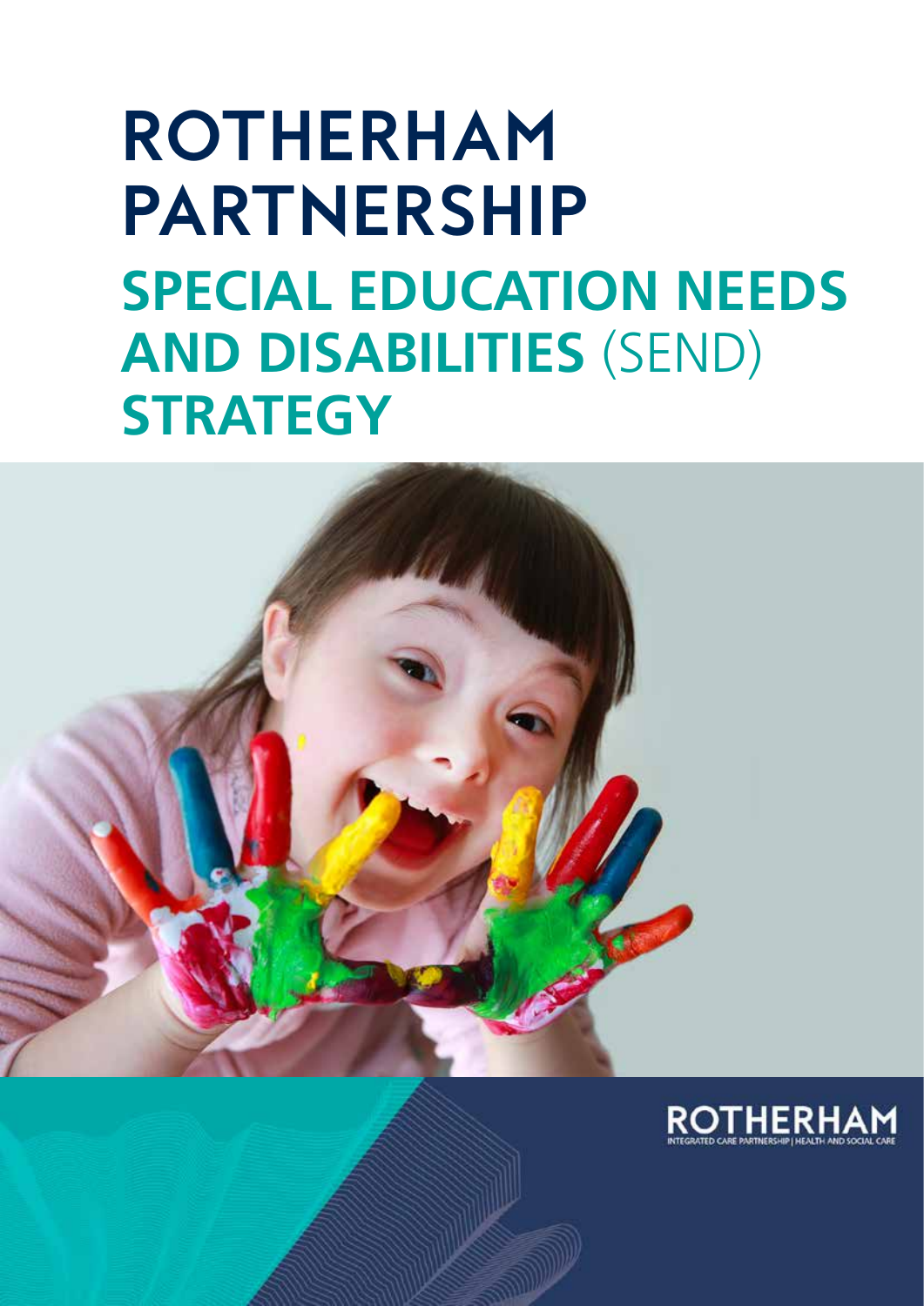# ROTHERHAM PARTNERSHIP

## SPECIAL EDUCATION NEEDS AND DISABILITIES (SEND) STRATEGY

ROTHERHAM

INTEGRATED CARE PARTNERSHIP | HEALTH AND SOCIAL CARE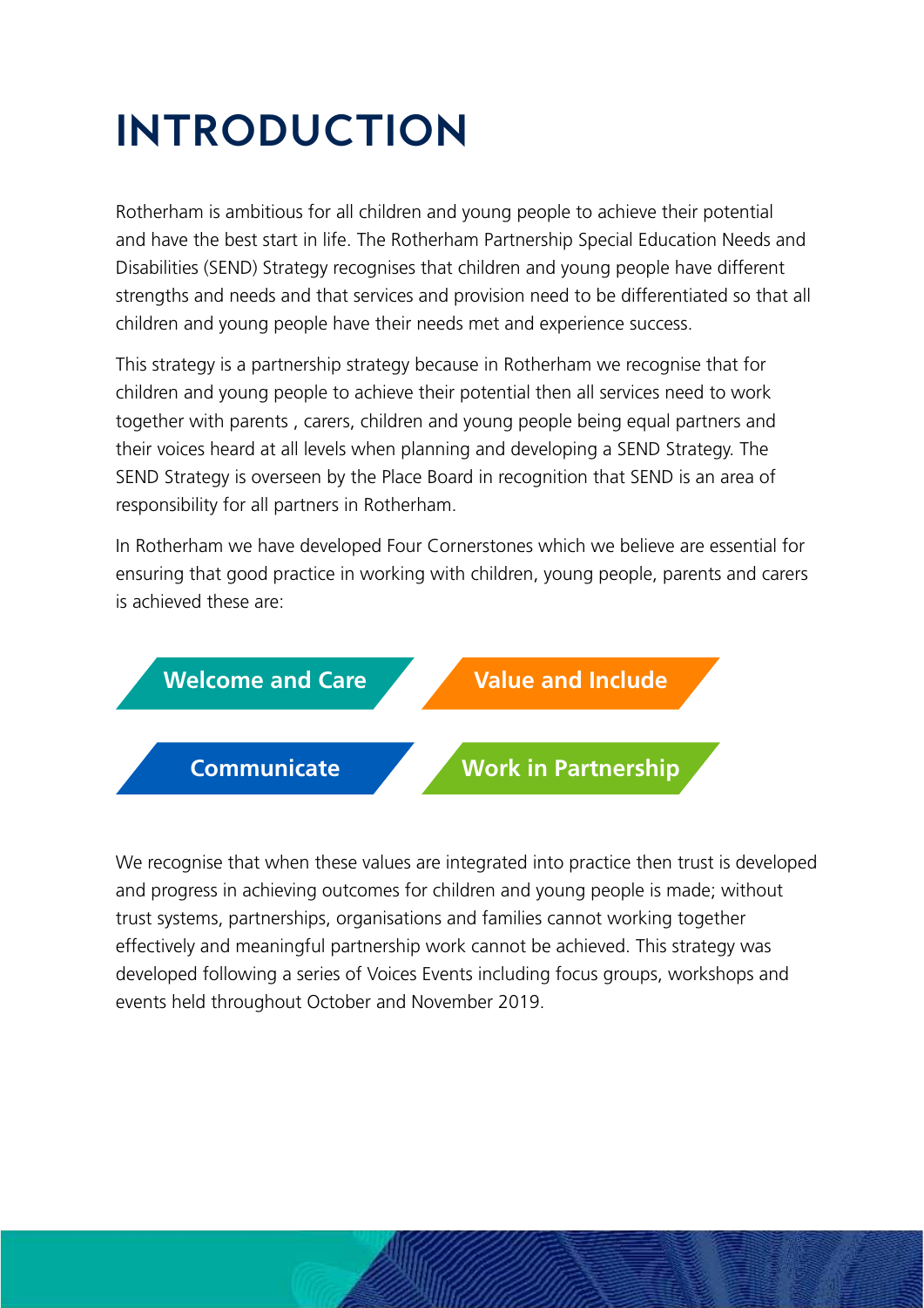# INTRODUCTION

Rotherham is ambitious for all children and young people to achieve their potential and have the best start in life. The Rotherham Partnership Special Education Needs and Disabilities (SEND) Strategy recognises that children and young people have different strengths and needs and that services and provision need to be differentiated so that all children and young people have their needs met and experience success.

This strategy is a partnership strategy because in Rotherham we recognise that for children and young people to achieve their potential then all services need to work together with parents , carers, children and young people being equal partners and their voices heard at all levels when planning and developing a SEND Strategy. The SEND Strategy is overseen by the Place Board in recognition that SEND is an area of responsibility for all partners in Rotherham.

In Rotherham we have developed Four Cornerstones which we believe are essential for ensuring that good practice in working with children, young people, parents and carers is achieved these are:

- **Welcome and Care**
- **Value and Include**
- **Communicate**
- **Work in Partnership**

We recognise that when these values are integrated into practice then trust is developed and progress in achieving outcomes for children and young people is made; without trust systems, partnerships, organisations and families cannot working together effectively and meaningful partnership work cannot be achieved. This strategy was developed following a series of Voices Events including focus groups, workshops and events held throughout October and November 2019.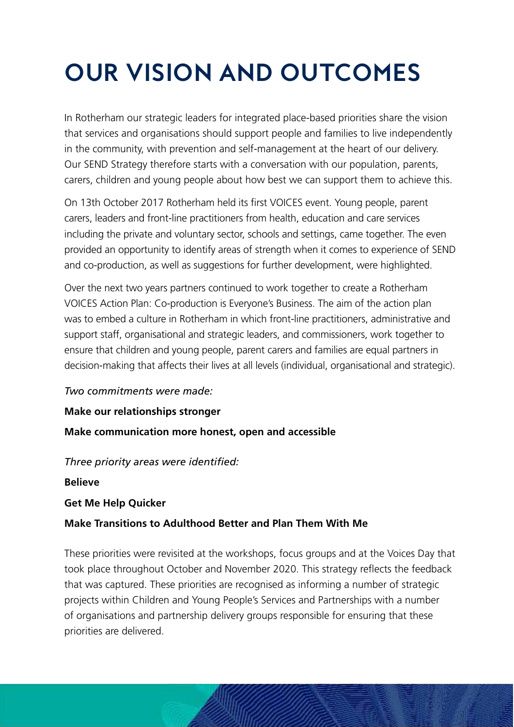# OUR VISION AND OUTCOMES

In Rotherham our strategic leaders for integrated place-based priorities share the vision that services and organisations should support people and families to live independently in the community, with prevention and self-management at the heart of our delivery. Our SEND Strategy therefore starts with a conversation with our population, parents, carers, children and young people about how best we can support them to achieve this.

On 13th October 2017 Rotherham held its first VOICES event. Young people, parent carers, leaders and front-line practitioners from health, education and care services including the private and voluntary sector, schools and settings, came together. The even provided an opportunity to identify areas of strength when it comes to experience of SEND and co-production, as well as suggestions for further development, were highlighted.

Over the next two years partners continued to work together to create a Rotherham VOICES Action Plan: Co-production is Everyone's Business. The aim of the action plan was to embed a culture in Rotherham in which front-line practitioners, administrative and support staff, organisational and strategic leaders, and commissioners, work together to ensure that children and young people, parent carers and families are equal partners in decision-making that affects their lives at all levels (individual, organisational and strategic).

*Two commitments were made:*

**Make our relationships stronger**

**Make communication more honest, open and accessible**

*Three priority areas were identified:*

**Believe**

**Get Me Help Quicker**

**Make Transitions to Adulthood Better and Plan Them With Me**

These priorities were revisited at the workshops, focus groups and at the Voices Day that took place throughout October and November 2020. This strategy reflects the feedback that was captured. These priorities are recognised as informing a number of strategic projects within Children and Young People's Services and Partnerships with a number of organisations and partnership delivery groups responsible for ensuring that these priorities are delivered.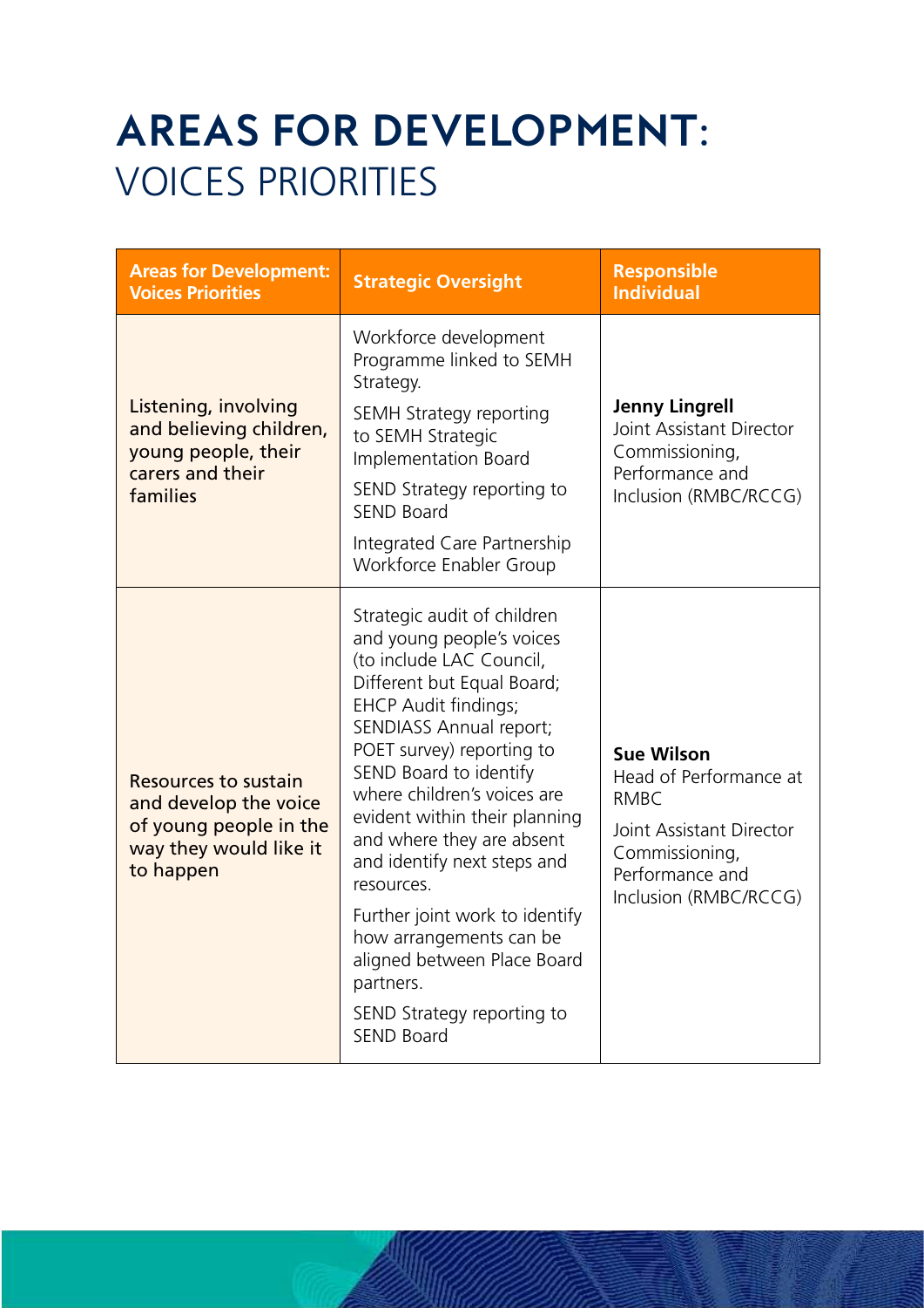# AREAS FOR DEVELOPMENT: VOICES PRIORITIES

| Areas for Development: Voices Priorities | Strategic Oversight | Responsible Individual |
| --- | --- | --- |
| Listening, involving and believing children, young people, their carers and their families | Workforce development Programme linked to SEMH Strategy.<br><br>SEMH Strategy reporting to SEMH Strategic Implementation Board<br><br>SEND Strategy reporting to SEND Board<br><br>Integrated Care Partnership Workforce Enabler Group | **Jenny Lingrell**<br>Joint Assistant Director Commissioning, Performance and Inclusion (RMBC/RCCG) |
| Resources to sustain and develop the voice of young people in the way they would like it to happen | Strategic audit of children and young people's voices (to include LAC Council, Different but Equal Board; EHCP Audit findings; SENDIASS Annual report; POET survey) reporting to SEND Board to identify where children's voices are evident within their planning and where they are absent and identify next steps and resources.<br><br>Further joint work to identify how arrangements can be aligned between Place Board partners.<br><br>SEND Strategy reporting to SEND Board | **Sue Wilson**<br>Head of Performance at RMBC<br><br>Joint Assistant Director Commissioning, Performance and Inclusion (RMBC/RCCG) |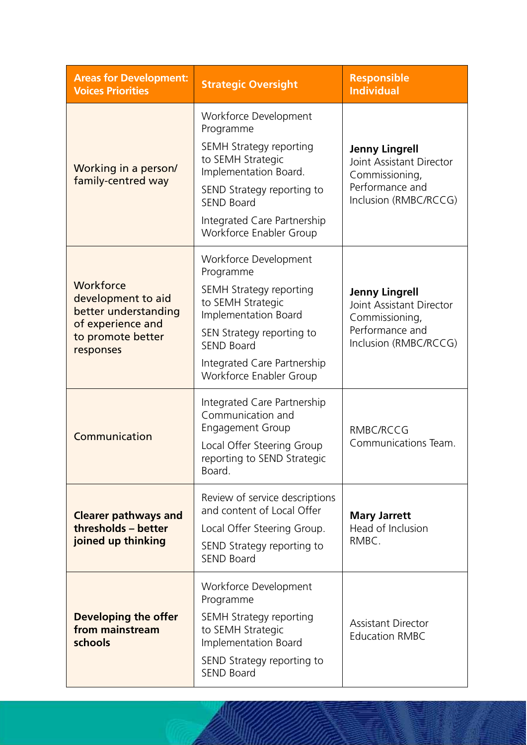| Areas for Development: Voices Priorities | Strategic Oversight | Responsible Individual |
|---|---|---|
| Working in a person/ family-centred way | Workforce Development Programme<br>SEMH Strategy reporting to SEMH Strategic Implementation Board.<br>SEND Strategy reporting to SEND Board<br>Integrated Care Partnership Workforce Enabler Group | **Jenny Lingrell**<br>Joint Assistant Director Commissioning, Performance and Inclusion (RMBC/RCCG) |
| Workforce development to aid better understanding of experience and to promote better responses | Workforce Development Programme<br>SEMH Strategy reporting to SEMH Strategic Implementation Board<br>SEN Strategy reporting to SEND Board<br>Integrated Care Partnership Workforce Enabler Group | **Jenny Lingrell**<br>Joint Assistant Director Commissioning, Performance and Inclusion (RMBC/RCCG) |
| Communication | Integrated Care Partnership Communication and Engagement Group<br>Local Offer Steering Group reporting to SEND Strategic Board. | RMBC/RCCG Communications Team. |
| **Clearer pathways and thresholds – better joined up thinking** | Review of service descriptions and content of Local Offer<br>Local Offer Steering Group.<br>SEND Strategy reporting to SEND Board | **Mary Jarrett**<br>Head of Inclusion RMBC. |
| **Developing the offer from mainstream schools** | Workforce Development Programme<br>SEMH Strategy reporting to SEMH Strategic Implementation Board<br>SEND Strategy reporting to SEND Board | Assistant Director Education RMBC |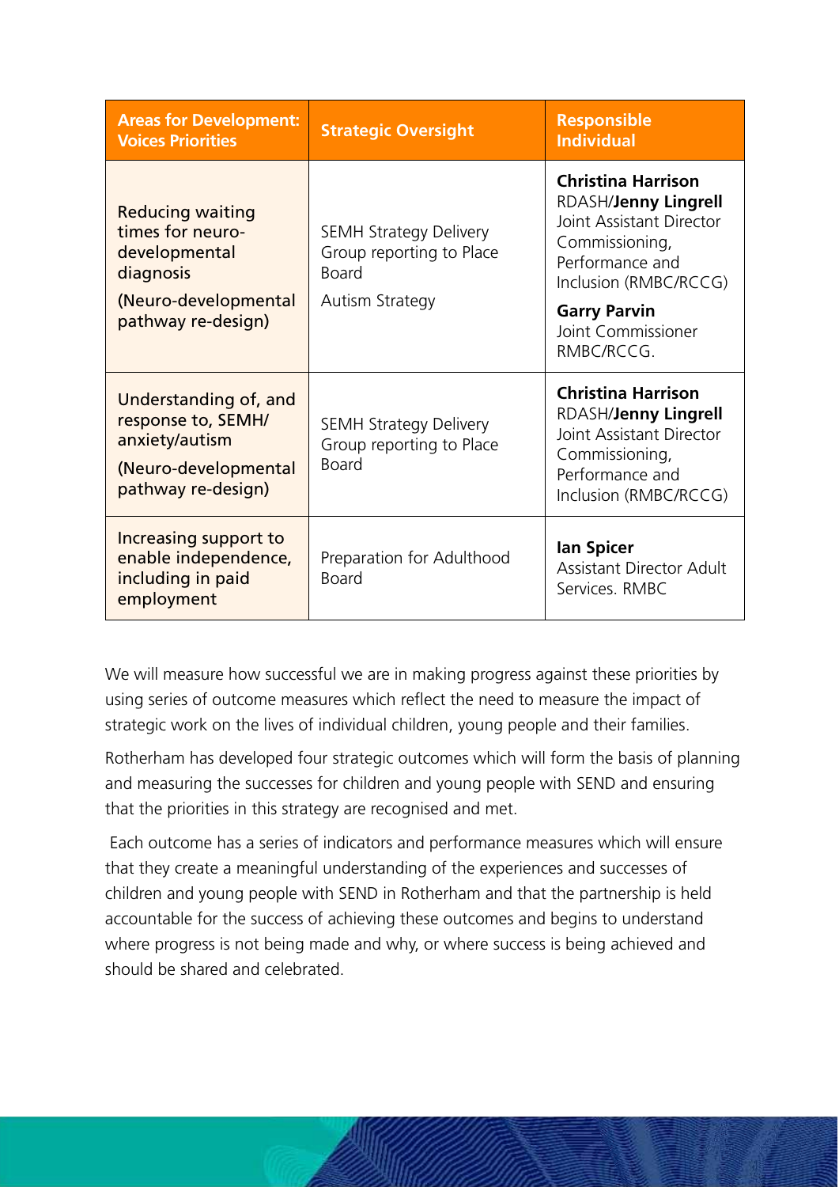| Areas for Development: Voices Priorities | Strategic Oversight | Responsible Individual |
|---|---|---|
| Reducing waiting times for neuro-developmental diagnosis<br><br>(Neuro-developmental pathway re-design) | SEMH Strategy Delivery Group reporting to Place Board<br><br>Autism Strategy | **Christina Harrison** RDASH/**Jenny Lingrell** Joint Assistant Director Commissioning, Performance and Inclusion (RMBC/RCCG)<br><br>**Garry Parvin** Joint Commissioner RMBC/RCCG. |
| Understanding of, and response to, SEMH/ anxiety/autism<br><br>(Neuro-developmental pathway re-design) | SEMH Strategy Delivery Group reporting to Place Board | **Christina Harrison** RDASH/**Jenny Lingrell** Joint Assistant Director Commissioning, Performance and Inclusion (RMBC/RCCG) |
| Increasing support to enable independence, including in paid employment | Preparation for Adulthood Board | **Ian Spicer** Assistant Director Adult Services. RMBC |

We will measure how successful we are in making progress against these priorities by using series of outcome measures which reflect the need to measure the impact of strategic work on the lives of individual children, young people and their families.

Rotherham has developed four strategic outcomes which will form the basis of planning and measuring the successes for children and young people with SEND and ensuring that the priorities in this strategy are recognised and met.

Each outcome has a series of indicators and performance measures which will ensure that they create a meaningful understanding of the experiences and successes of children and young people with SEND in Rotherham and that the partnership is held accountable for the success of achieving these outcomes and begins to understand where progress is not being made and why, or where success is being achieved and should be shared and celebrated.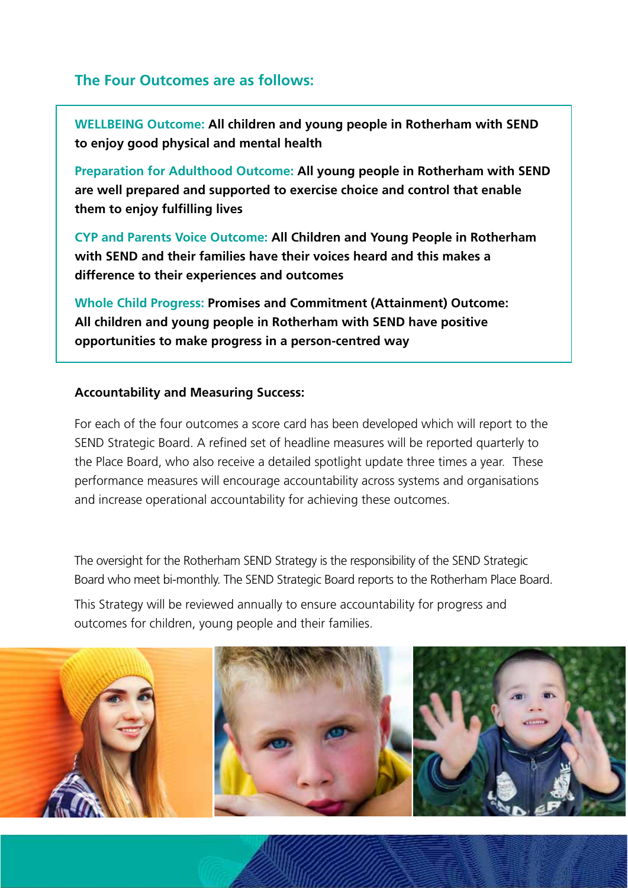## The Four Outcomes are as follows:

**WELLBEING Outcome: All children and young people in Rotherham with SEND to enjoy good physical and mental health**

**Preparation for Adulthood Outcome: All young people in Rotherham with SEND are well prepared and supported to exercise choice and control that enable them to enjoy fulfilling lives**

**CYP and Parents Voice Outcome: All Children and Young People in Rotherham with SEND and their families have their voices heard and this makes a difference to their experiences and outcomes**

**Whole Child Progress: Promises and Commitment (Attainment) Outcome: All children and young people in Rotherham with SEND have positive opportunities to make progress in a person-centred way**

**Accountability and Measuring Success:**

For each of the four outcomes a score card has been developed which will report to the SEND Strategic Board. A refined set of headline measures will be reported quarterly to the Place Board, who also receive a detailed spotlight update three times a year. These performance measures will encourage accountability across systems and organisations and increase operational accountability for achieving these outcomes.

The oversight for the Rotherham SEND Strategy is the responsibility of the SEND Strategic Board who meet bi-monthly. The SEND Strategic Board reports to the Rotherham Place Board.

This Strategy will be reviewed annually to ensure accountability for progress and outcomes for children, young people and their families.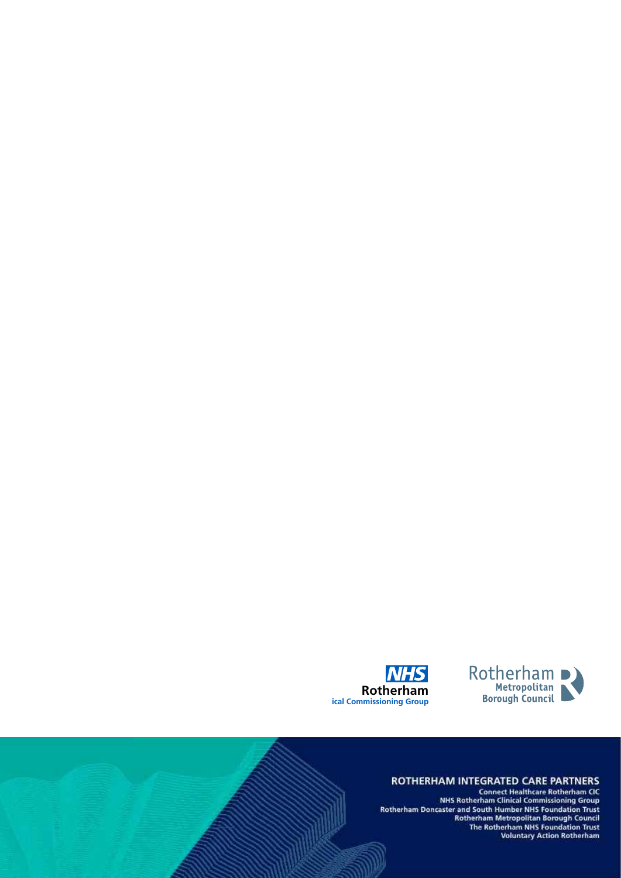NHS
Rotherham
ical Commissioning Group

Rotherham Metropolitan Borough Council

ROTHERHAM INTEGRATED CARE PARTNERS

Connect Healthcare Rotherham CIC
NHS Rotherham Clinical Commissioning Group
Rotherham Doncaster and South Humber NHS Foundation Trust
Rotherham Metropolitan Borough Council
The Rotherham NHS Foundation Trust
Voluntary Action Rotherham